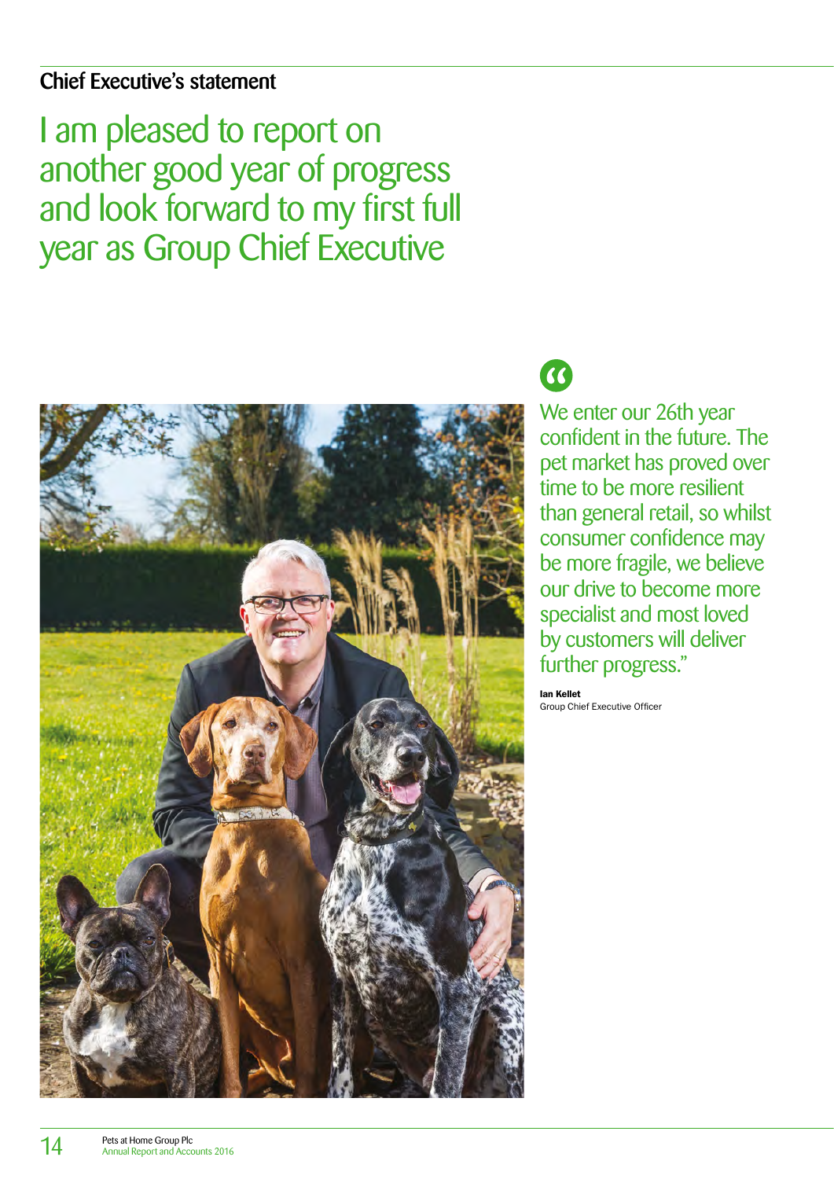## Chief Executive's statement

# I am pleased to report on another good year of progress and look forward to my first full year as Group Chief Executive

"We enter our 26th year confident in the future. The pet market has proved over time to be more resilient than general retail, so whilst consumer confidence may be more fragile, we believe our drive to become more specialist and most loved by customers will deliver further progress."

**Ian Kellet**
Group Chief Executive Officer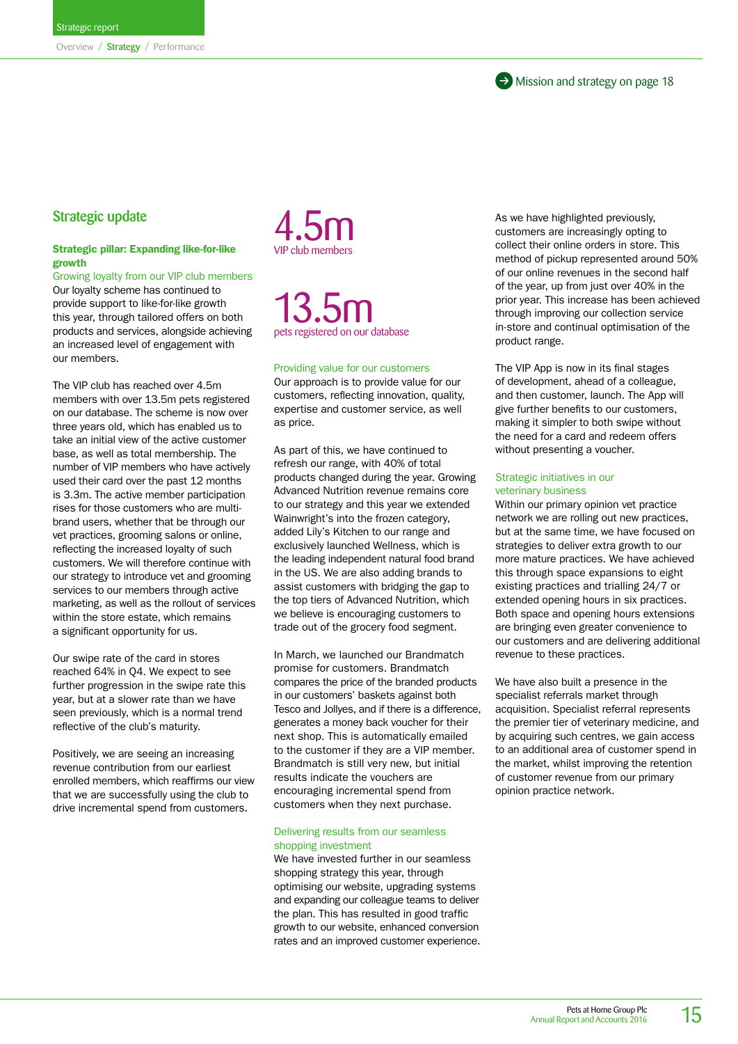Mission and strategy on page 18

## Strategic update

### Strategic pillar: Expanding like-for-like growth

#### Growing loyalty from our VIP club members

Our loyalty scheme has continued to provide support to like-for-like growth this year, through tailored offers on both products and services, alongside achieving an increased level of engagement with our members.

The VIP club has reached over 4.5m members with over 13.5m pets registered on our database. The scheme is now over three years old, which has enabled us to take an initial view of the active customer base, as well as total membership. The number of VIP members who have actively used their card over the past 12 months is 3.3m. The active member participation rises for those customers who are multi-brand users, whether that be through our vet practices, grooming salons or online, reflecting the increased loyalty of such customers. We will therefore continue with our strategy to introduce vet and grooming services to our members through active marketing, as well as the rollout of services within the store estate, which remains a significant opportunity for us.

Our swipe rate of the card in stores reached 64% in Q4. We expect to see further progression in the swipe rate this year, but at a slower rate than we have seen previously, which is a normal trend reflective of the club's maturity.

Positively, we are seeing an increasing revenue contribution from our earliest enrolled members, which reaffirms our view that we are successfully using the club to drive incremental spend from customers.

**4.5m**
VIP club members

**13.5m**
pets registered on our database

#### Providing value for our customers

Our approach is to provide value for our customers, reflecting innovation, quality, expertise and customer service, as well as price.

As part of this, we have continued to refresh our range, with 40% of total products changed during the year. Growing Advanced Nutrition revenue remains core to our strategy and this year we extended Wainwright's into the frozen category, added Lily's Kitchen to our range and exclusively launched Wellness, which is the leading independent natural food brand in the US. We are also adding brands to assist customers with bridging the gap to the top tiers of Advanced Nutrition, which we believe is encouraging customers to trade out of the grocery food segment.

In March, we launched our Brandmatch promise for customers. Brandmatch compares the price of the branded products in our customers' baskets against both Tesco and Jollyes, and if there is a difference, generates a money back voucher for their next shop. This is automatically emailed to the customer if they are a VIP member. Brandmatch is still very new, but initial results indicate the vouchers are encouraging incremental spend from customers when they next purchase.

#### Delivering results from our seamless shopping investment

We have invested further in our seamless shopping strategy this year, through optimising our website, upgrading systems and expanding our colleague teams to deliver the plan. This has resulted in good traffic growth to our website, enhanced conversion rates and an improved customer experience.

As we have highlighted previously, customers are increasingly opting to collect their online orders in store. This method of pickup represented around 50% of our online revenues in the second half of the year, up from just over 40% in the prior year. This increase has been achieved through improving our collection service in-store and continual optimisation of the product range.

The VIP App is now in its final stages of development, ahead of a colleague, and then customer, launch. The App will give further benefits to our customers, making it simpler to both swipe without the need for a card and redeem offers without presenting a voucher.

#### Strategic initiatives in our veterinary business

Within our primary opinion vet practice network we are rolling out new practices, but at the same time, we have focused on strategies to deliver extra growth to our more mature practices. We have achieved this through space expansions to eight existing practices and trialling 24/7 or extended opening hours in six practices. Both space and opening hours extensions are bringing even greater convenience to our customers and are delivering additional revenue to these practices.

We have also built a presence in the specialist referrals market through acquisition. Specialist referral represents the premier tier of veterinary medicine, and by acquiring such centres, we gain access to an additional area of customer spend in the market, whilst improving the retention of customer revenue from our primary opinion practice network.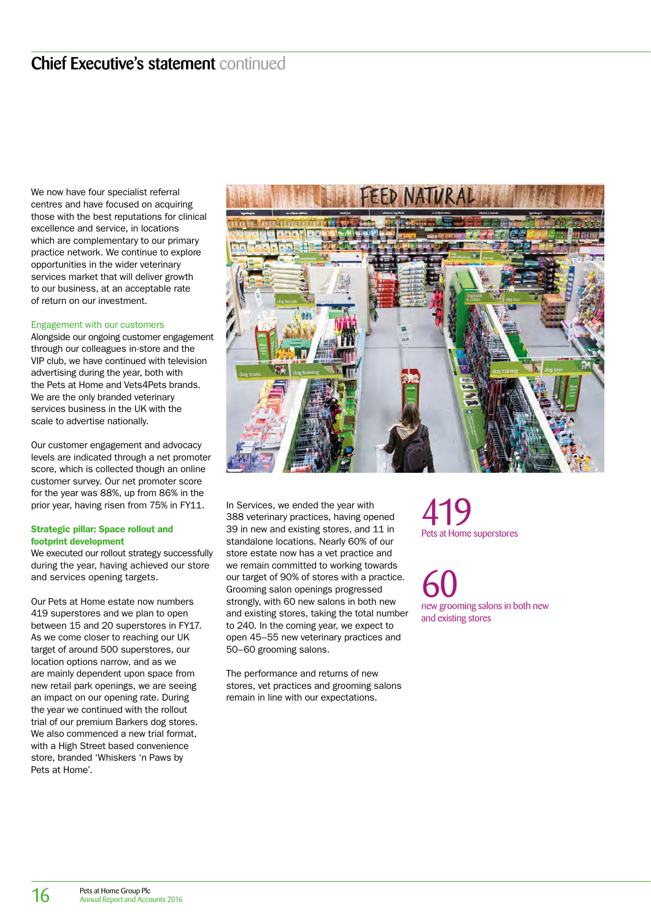## Chief Executive's statement continued

We now have four specialist referral centres and have focused on acquiring those with the best reputations for clinical excellence and service, in locations which are complementary to our primary practice network. We continue to explore opportunities in the wider veterinary services market that will deliver growth to our business, at an acceptable rate of return on our investment.

### Engagement with our customers

Alongside our ongoing customer engagement through our colleagues in-store and the VIP club, we have continued with television advertising during the year, both with the Pets at Home and Vets4Pets brands. We are the only branded veterinary services business in the UK with the scale to advertise nationally.

Our customer engagement and advocacy levels are indicated through a net promoter score, which is collected though an online customer survey. Our net promoter score for the year was 88%, up from 86% in the prior year, having risen from 75% in FY11.

### Strategic pillar: Space rollout and footprint development

We executed our rollout strategy successfully during the year, having achieved our store and services opening targets.

Our Pets at Home estate now numbers 419 superstores and we plan to open between 15 and 20 superstores in FY17. As we come closer to reaching our UK target of around 500 superstores, our location options narrow, and as we are mainly dependent upon space from new retail park openings, we are seeing an impact on our opening rate. During the year we continued with the rollout trial of our premium Barkers dog stores. We also commenced a new trial format, with a High Street based convenience store, branded 'Whiskers 'n Paws by Pets at Home'.

In Services, we ended the year with 388 veterinary practices, having opened 39 in new and existing stores, and 11 in standalone locations. Nearly 60% of our store estate now has a vet practice and we remain committed to working towards our target of 90% of stores with a practice. Grooming salon openings progressed strongly, with 60 new salons in both new and existing stores, taking the total number to 240. In the coming year, we expect to open 45–55 new veterinary practices and 50–60 grooming salons.

The performance and returns of new stores, vet practices and grooming salons remain in line with our expectations.

**419**
Pets at Home superstores

**60**
new grooming salons in both new and existing stores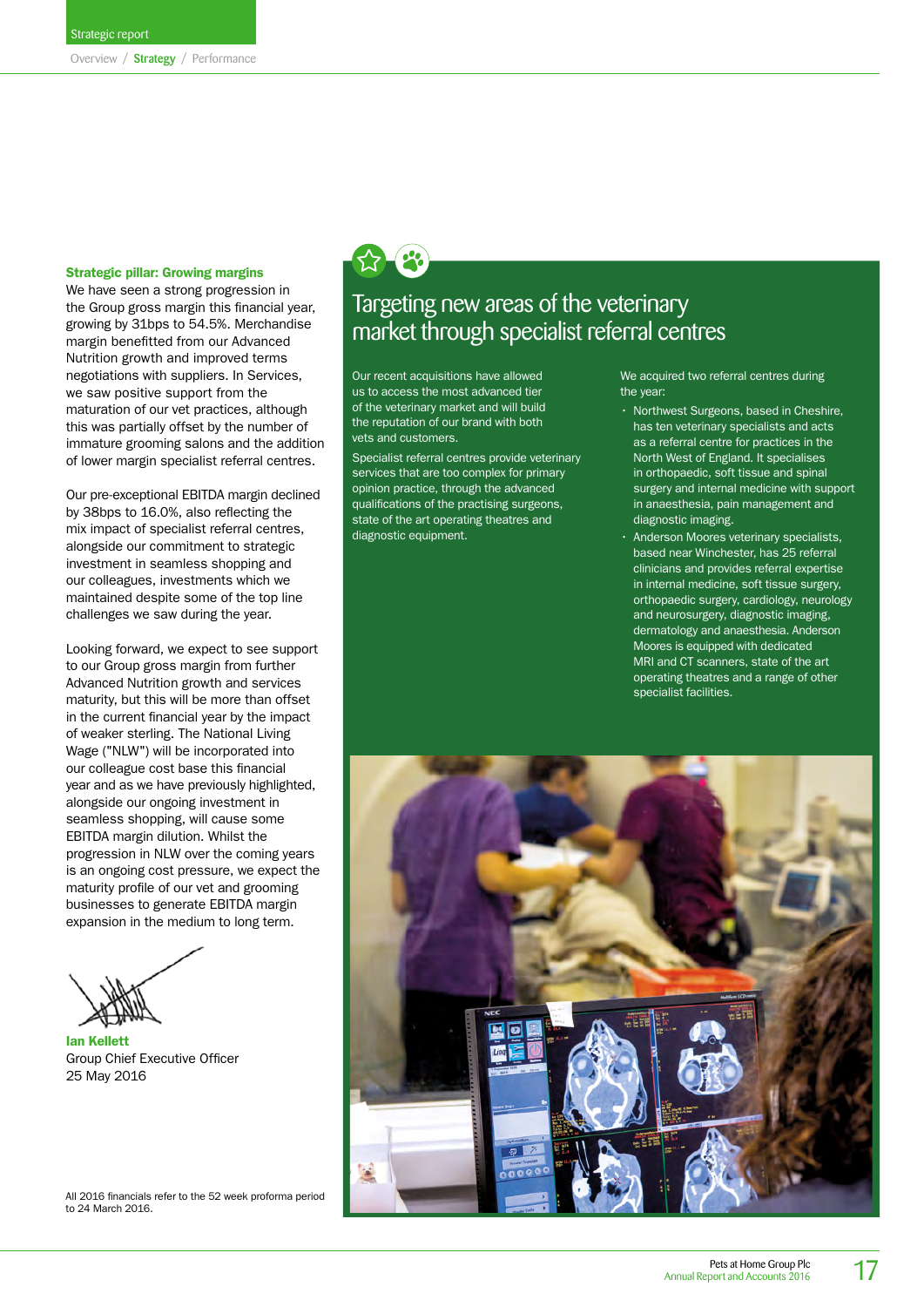**Strategic pillar: Growing margins**

We have seen a strong progression in the Group gross margin this financial year, growing by 31bps to 54.5%. Merchandise margin benefitted from our Advanced Nutrition growth and improved terms negotiations with suppliers. In Services, we saw positive support from the maturation of our vet practices, although this was partially offset by the number of immature grooming salons and the addition of lower margin specialist referral centres.

Our pre-exceptional EBITDA margin declined by 38bps to 16.0%, also reflecting the mix impact of specialist referral centres, alongside our commitment to strategic investment in seamless shopping and our colleagues, investments which we maintained despite some of the top line challenges we saw during the year.

Looking forward, we expect to see support to our Group gross margin from further Advanced Nutrition growth and services maturity, but this will be more than offset in the current financial year by the impact of weaker sterling. The National Living Wage ("NLW") will be incorporated into our colleague cost base this financial year and as we have previously highlighted, alongside our ongoing investment in seamless shopping, will cause some EBITDA margin dilution. Whilst the progression in NLW over the coming years is an ongoing cost pressure, we expect the maturity profile of our vet and grooming businesses to generate EBITDA margin expansion in the medium to long term.

**Ian Kellett**
Group Chief Executive Officer
25 May 2016

All 2016 financials refer to the 52 week proforma period to 24 March 2016.

## Targeting new areas of the veterinary market through specialist referral centres

Our recent acquisitions have allowed us to access the most advanced tier of the veterinary market and will build the reputation of our brand with both vets and customers.

Specialist referral centres provide veterinary services that are too complex for primary opinion practice, through the advanced qualifications of the practising surgeons, state of the art operating theatres and diagnostic equipment.

We acquired two referral centres during the year:

- Northwest Surgeons, based in Cheshire, has ten veterinary specialists and acts as a referral centre for practices in the North West of England. It specialises in orthopaedic, soft tissue and spinal surgery and internal medicine with support in anaesthesia, pain management and diagnostic imaging.
- Anderson Moores veterinary specialists, based near Winchester, has 25 referral clinicians and provides referral expertise in internal medicine, soft tissue surgery, orthopaedic surgery, cardiology, neurology and neurosurgery, diagnostic imaging, dermatology and anaesthesia. Anderson Moores is equipped with dedicated MRI and CT scanners, state of the art operating theatres and a range of other specialist facilities.